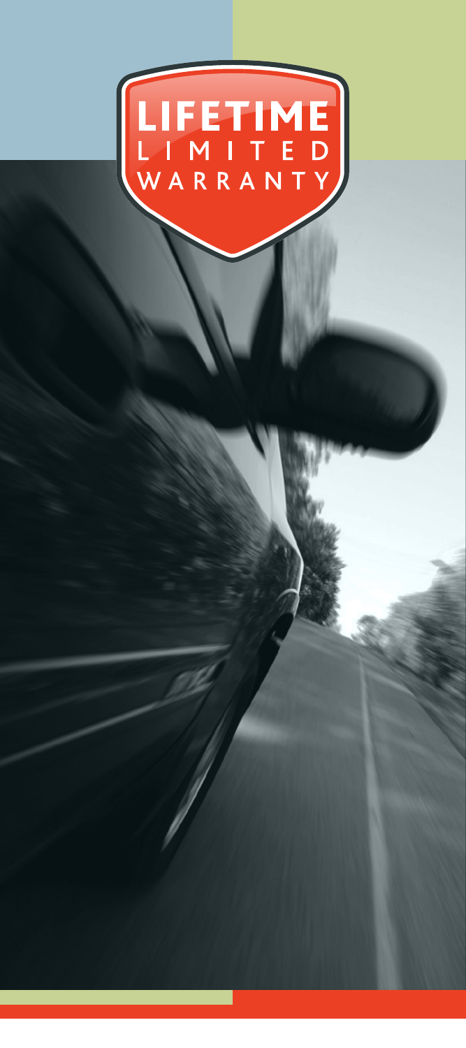# LIFETIME LIMITED WARRANTY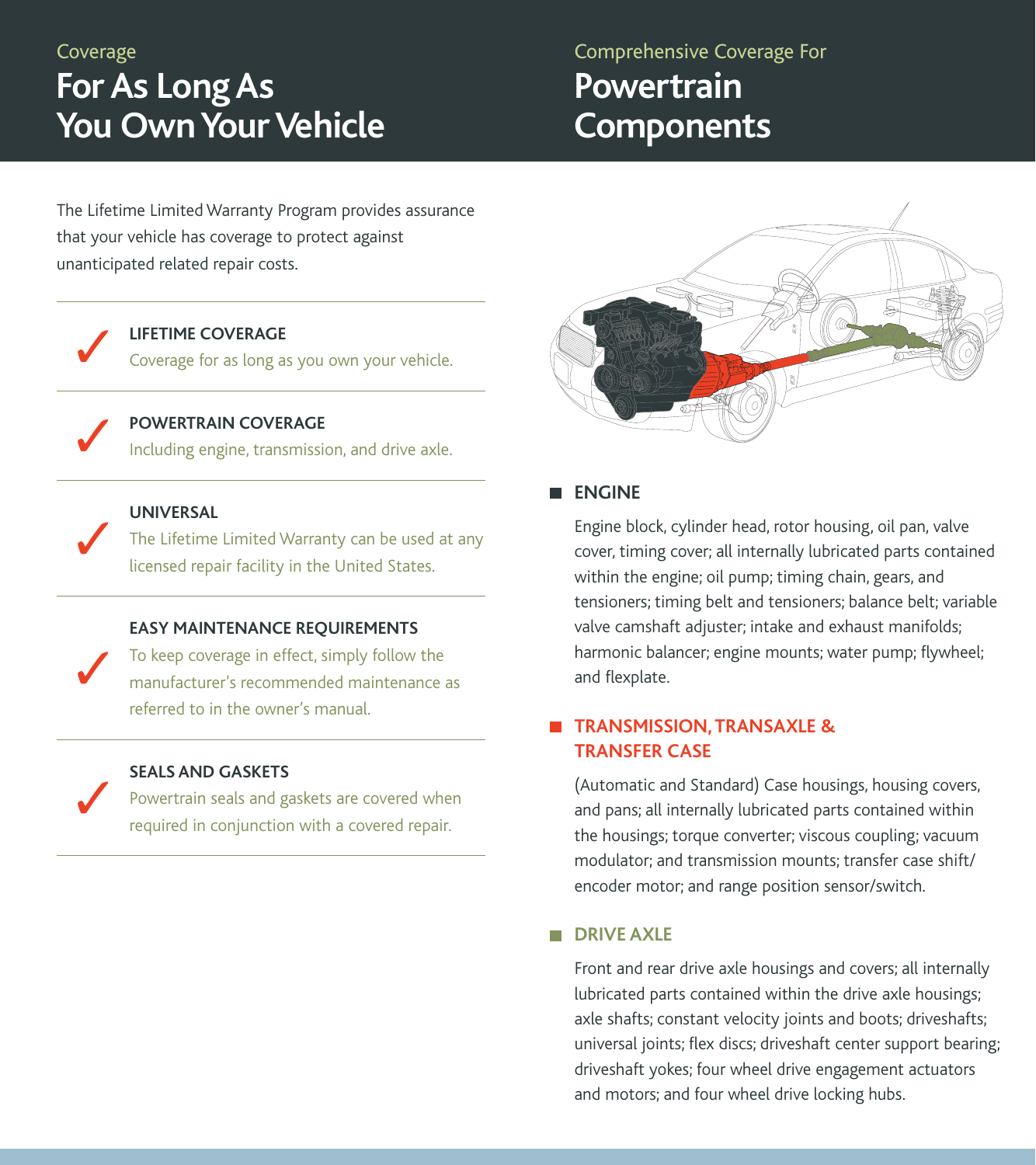Coverage

# For As Long As You Own Your Vehicle

The Lifetime Limited Warranty Program provides assurance that your vehicle has coverage to protect against unanticipated related repair costs.

✓ **LIFETIME COVERAGE**
Coverage for as long as you own your vehicle.

✓ **POWERTRAIN COVERAGE**
Including engine, transmission, and drive axle.

✓ **UNIVERSAL**
The Lifetime Limited Warranty can be used at any licensed repair facility in the United States.

✓ **EASY MAINTENANCE REQUIREMENTS**
To keep coverage in effect, simply follow the manufacturer's recommended maintenance as referred to in the owner's manual.

✓ **SEALS AND GASKETS**
Powertrain seals and gaskets are covered when required in conjunction with a covered repair.

Comprehensive Coverage For

# Powertrain Components

## ENGINE

Engine block, cylinder head, rotor housing, oil pan, valve cover, timing cover; all internally lubricated parts contained within the engine; oil pump; timing chain, gears, and tensioners; timing belt and tensioners; balance belt; variable valve camshaft adjuster; intake and exhaust manifolds; harmonic balancer; engine mounts; water pump; flywheel; and flexplate.

## TRANSMISSION, TRANSAXLE & TRANSFER CASE

(Automatic and Standard) Case housings, housing covers, and pans; all internally lubricated parts contained within the housings; torque converter; viscous coupling; vacuum modulator; and transmission mounts; transfer case shift/encoder motor; and range position sensor/switch.

## DRIVE AXLE

Front and rear drive axle housings and covers; all internally lubricated parts contained within the drive axle housings; axle shafts; constant velocity joints and boots; driveshafts; universal joints; flex discs; driveshaft center support bearing; driveshaft yokes; four wheel drive engagement actuators and motors; and four wheel drive locking hubs.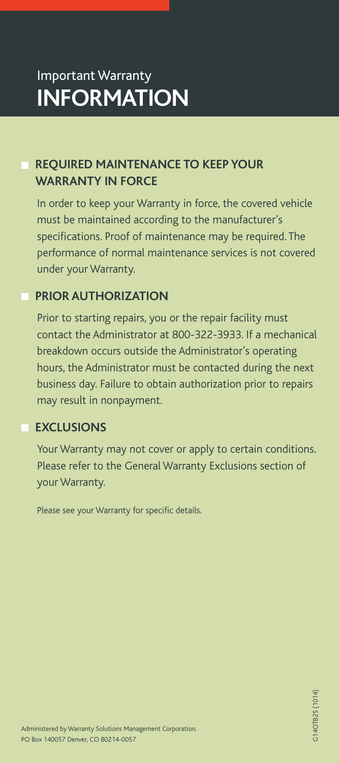# Important Warranty INFORMATION

## REQUIRED MAINTENANCE TO KEEP YOUR WARRANTY IN FORCE

In order to keep your Warranty in force, the covered vehicle must be maintained according to the manufacturer's specifications. Proof of maintenance may be required. The performance of normal maintenance services is not covered under your Warranty.

## PRIOR AUTHORIZATION

Prior to starting repairs, you or the repair facility must contact the Administrator at 800-322-3933. If a mechanical breakdown occurs outside the Administrator's operating hours, the Administrator must be contacted during the next business day. Failure to obtain authorization prior to repairs may result in nonpayment.

## EXCLUSIONS

Your Warranty may not cover or apply to certain conditions. Please refer to the General Warranty Exclusions section of your Warranty.

Please see your Warranty for specific details.

Administered by Warranty Solutions Management Corporation.
PO Box 140057 Denver, CO 80214-0057

G14OT825 (1014)